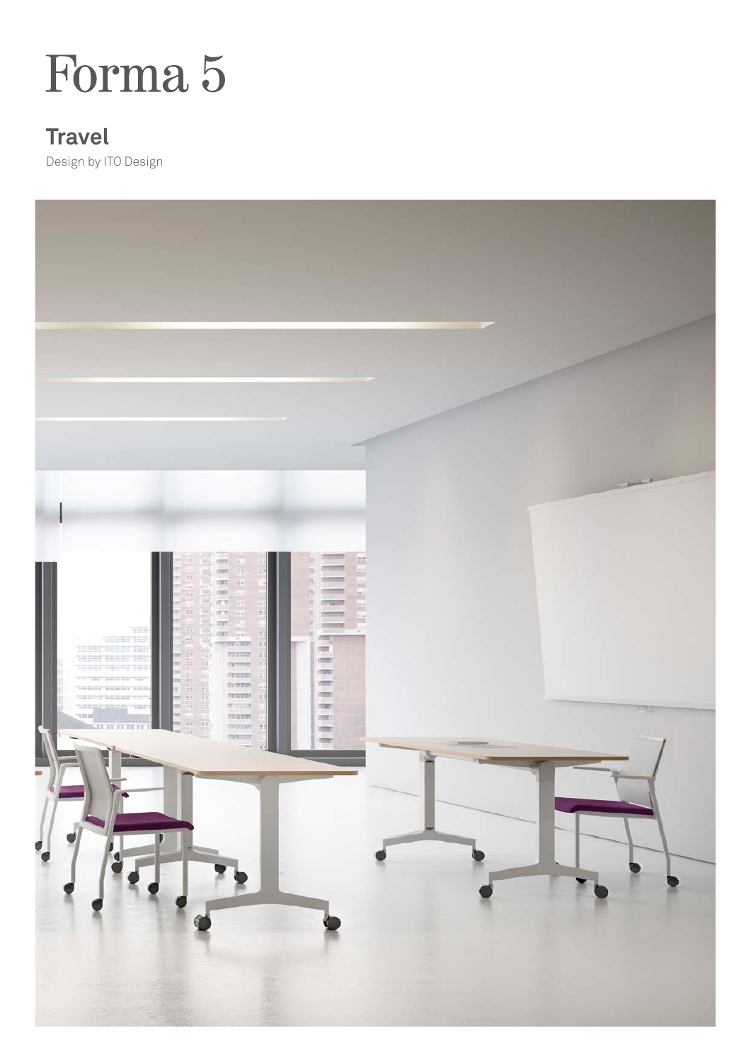# Forma 5

## Travel

Design by ITO Design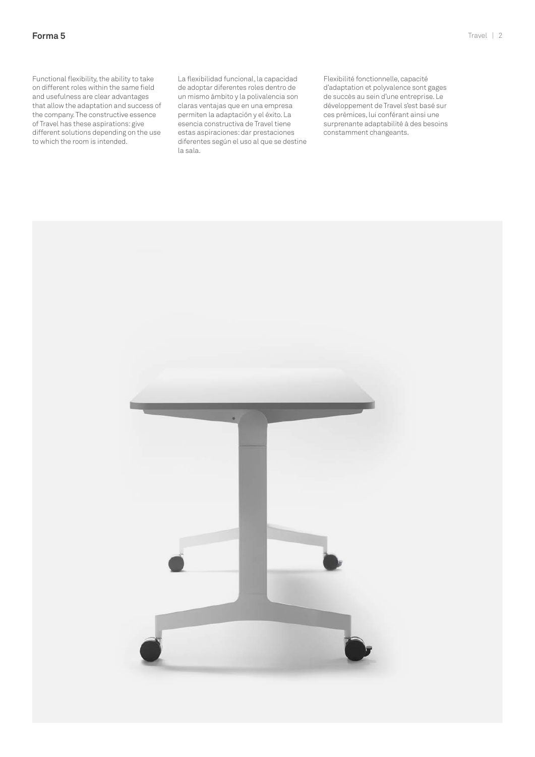Functional flexibility, the ability to take on different roles within the same field and usefulness are clear advantages that allow the adaptation and success of the company. The constructive essence of Travel has these aspirations: give different solutions depending on the use to which the room is intended.

La flexibilidad funcional, la capacidad de adoptar diferentes roles dentro de un mismo ámbito y la polivalencia son claras ventajas que en una empresa permiten la adaptación y el éxito. La esencia constructiva de Travel tiene estas aspiraciones: dar prestaciones diferentes según el uso al que se destine la sala.

Flexibilité fonctionnelle, capacité d'adaptation et polyvalence sont gages de succès au sein d'une entreprise. Le développement de Travel s'est basé sur ces prémices, lui conférant ainsi une surprenante adaptabilité à des besoins constamment changeants.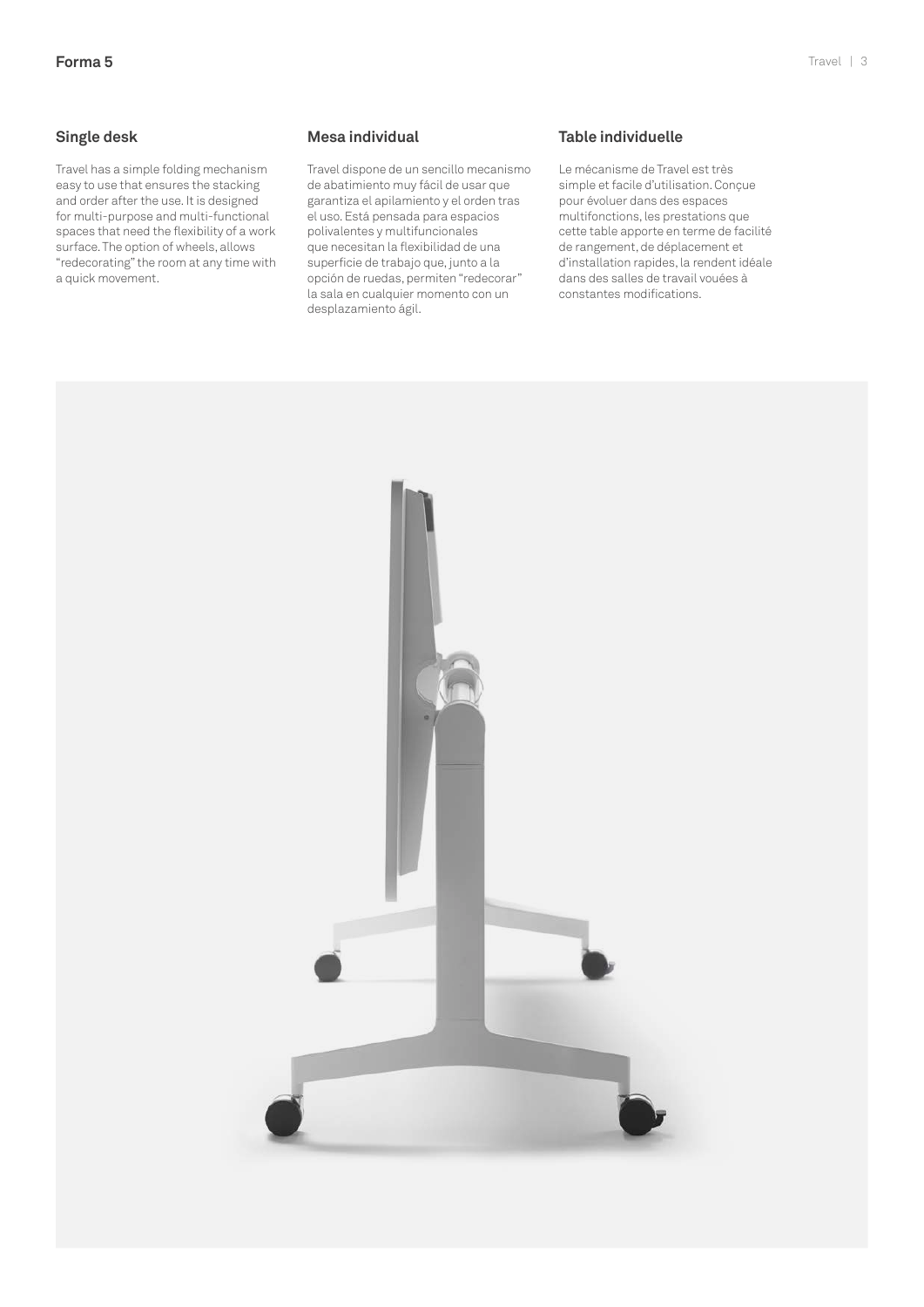## Single desk

Travel has a simple folding mechanism easy to use that ensures the stacking and order after the use. It is designed for multi-purpose and multi-functional spaces that need the flexibility of a work surface. The option of wheels, allows "redecorating" the room at any time with a quick movement.

## Mesa individual

Travel dispone de un sencillo mecanismo de abatimiento muy fácil de usar que garantiza el apilamiento y el orden tras el uso. Está pensada para espacios polivalentes y multifuncionales que necesitan la flexibilidad de una superficie de trabajo que, junto a la opción de ruedas, permiten "redecorar" la sala en cualquier momento con un desplazamiento ágil.

## Table individuelle

Le mécanisme de Travel est très simple et facile d'utilisation. Conçue pour évoluer dans des espaces multifonctions, les prestations que cette table apporte en terme de facilité de rangement, de déplacement et d'installation rapides, la rendent idéale dans des salles de travail vouées à constantes modifications.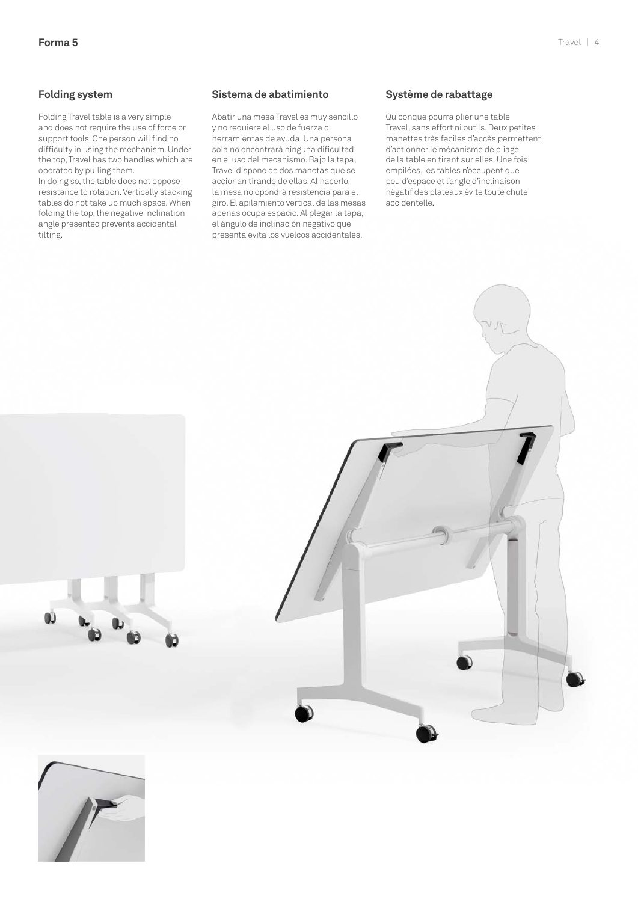## Folding system

Folding Travel table is a very simple and does not require the use of force or support tools. One person will find no difficulty in using the mechanism. Under the top, Travel has two handles which are operated by pulling them.
In doing so, the table does not oppose resistance to rotation. Vertically stacking tables do not take up much space. When folding the top, the negative inclination angle presented prevents accidental tilting.

## Sistema de abatimiento

Abatir una mesa Travel es muy sencillo y no requiere el uso de fuerza o herramientas de ayuda. Una persona sola no encontrará ninguna dificultad en el uso del mecanismo. Bajo la tapa, Travel dispone de dos manetas que se accionan tirando de ellas. Al hacerlo, la mesa no opondrá resistencia para el giro. El apilamiento vertical de las mesas apenas ocupa espacio. Al plegar la tapa, el ángulo de inclinación negativo que presenta evita los vuelcos accidentales.

## Système de rabattage

Quiconque pourra plier une table Travel, sans effort ni outils. Deux petites manettes très faciles d'accès permettent d'actionner le mécanisme de pliage de la table en tirant sur elles. Une fois empilées, les tables n'occupent que peu d'espace et l'angle d'inclinaison négatif des plateaux évite toute chute accidentelle.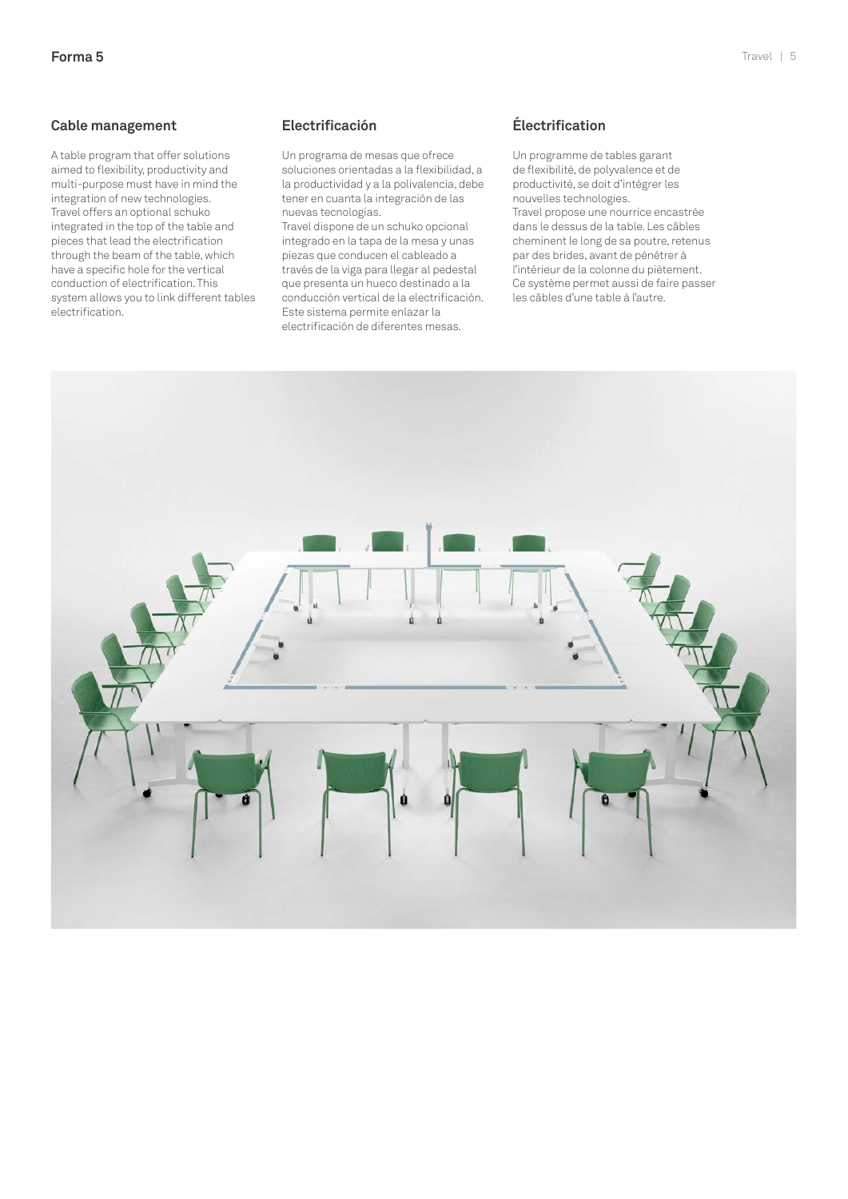## Cable management

A table program that offer solutions aimed to flexibility, productivity and multi-purpose must have in mind the integration of new technologies. Travel offers an optional schuko integrated in the top of the table and pieces that lead the electrification through the beam of the table, which have a specific hole for the vertical conduction of electrification. This system allows you to link different tables electrification.

## Electrificación

Un programa de mesas que ofrece soluciones orientadas a la flexibilidad, a la productividad y a la polivalencia, debe tener en cuenta la integración de las nuevas tecnologías.
Travel dispone de un schuko opcional integrado en la tapa de la mesa y unas piezas que conducen el cableado a través de la viga para llegar al pedestal que presenta un hueco destinado a la conducción vertical de la electrificación. Este sistema permite enlazar la electrificación de diferentes mesas.

## Électrification

Un programme de tables garant de flexibilité, de polyvalence et de productivité, se doit d'intégrer les nouvelles technologies.
Travel propose une nourrice encastrée dans le dessus de la table. Les câbles cheminent le long de sa poutre, retenus par des brides, avant de pénétrer à l'intérieur de la colonne du piètement. Ce système permet aussi de faire passer les câbles d'une table à l'autre.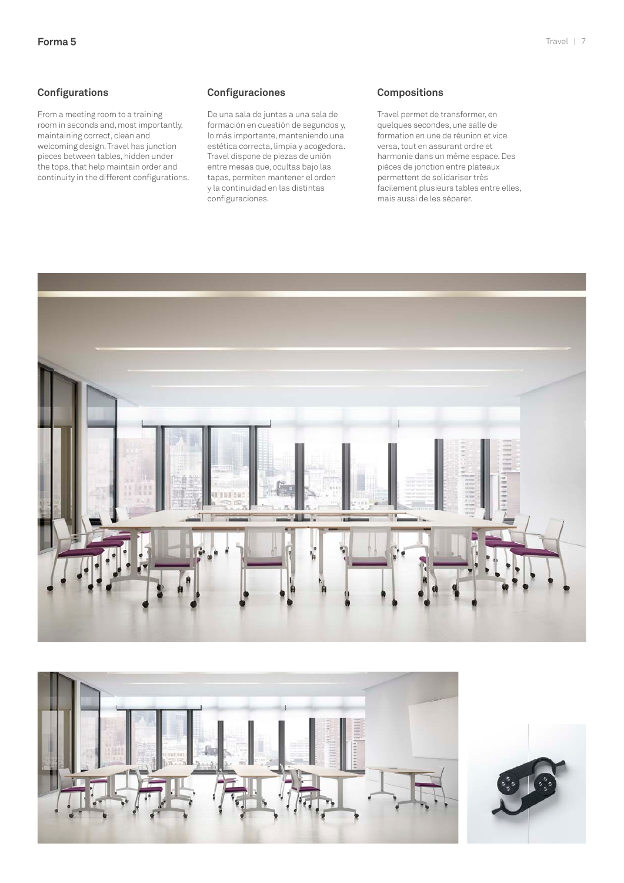## Configurations

From a meeting room to a training room in seconds and, most importantly, maintaining correct, clean and welcoming design. Travel has junction pieces between tables, hidden under the tops, that help maintain order and continuity in the different configurations.

## Configuraciones

De una sala de juntas a una sala de formación en cuestión de segundos y, lo más importante, manteniendo una estética correcta, limpia y acogedora. Travel dispone de piezas de unión entre mesas que, ocultas bajo las tapas, permiten mantener el orden y la continuidad en las distintas configuraciones.

## Compositions

Travel permet de transformer, en quelques secondes, une salle de formation en une de réunion et vice versa, tout en assurant ordre et harmonie dans un même espace. Des pièces de jonction entre plateaux permettent de solidariser très facilement plusieurs tables entre elles, mais aussi de les séparer.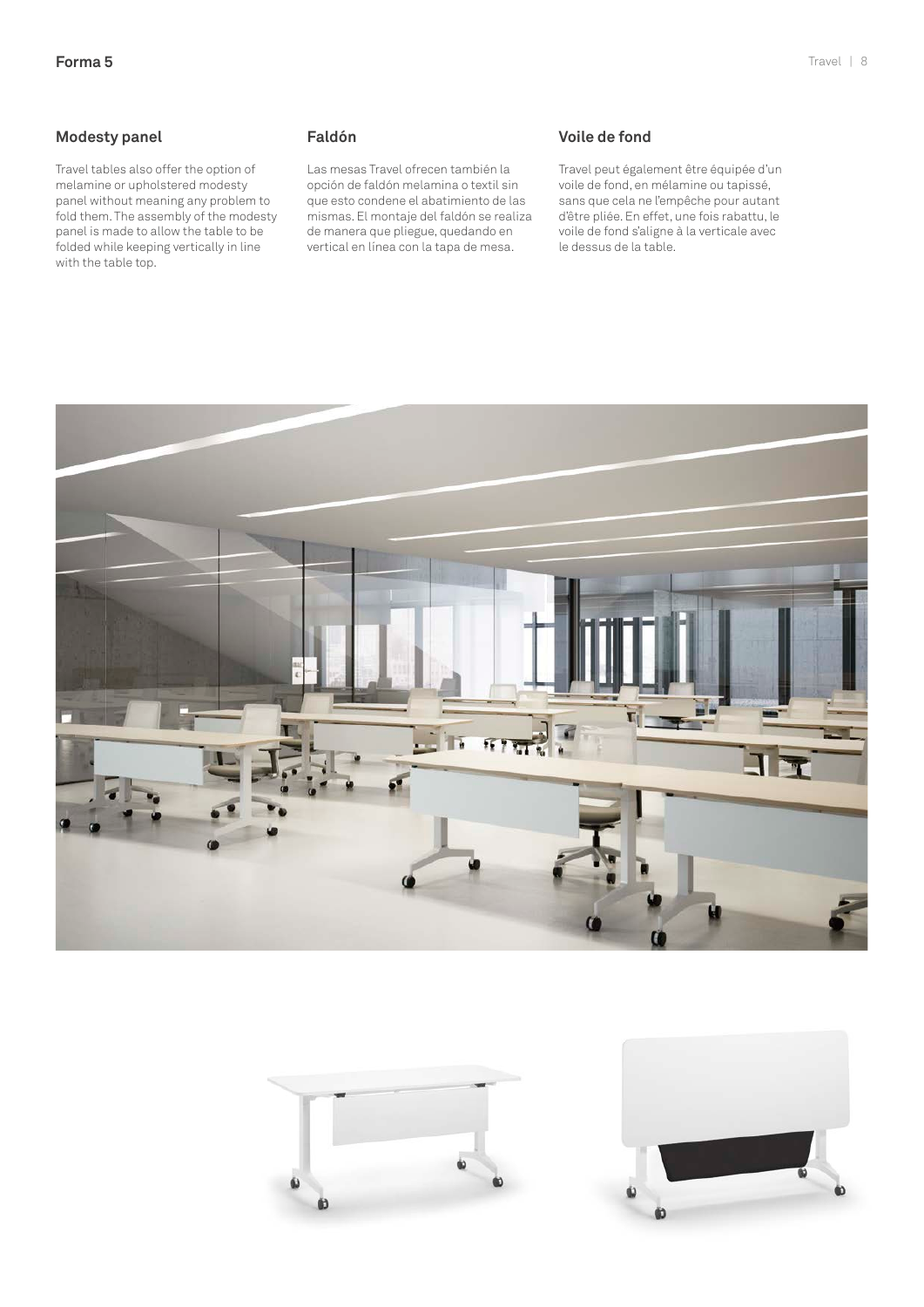## Modesty panel

Travel tables also offer the option of melamine or upholstered modesty panel without meaning any problem to fold them. The assembly of the modesty panel is made to allow the table to be folded while keeping vertically in line with the table top.

## Faldón

Las mesas Travel ofrecen también la opción de faldón melamina o textil sin que esto condene el abatimiento de las mismas. El montaje del faldón se realiza de manera que pliegue, quedando en vertical en línea con la tapa de mesa.

## Voile de fond

Travel peut également être équipée d'un voile de fond, en mélamine ou tapissé, sans que cela ne l'empêche pour autant d'être pliée. En effet, une fois rabattu, le voile de fond s'aligne à la verticale avec le dessus de la table.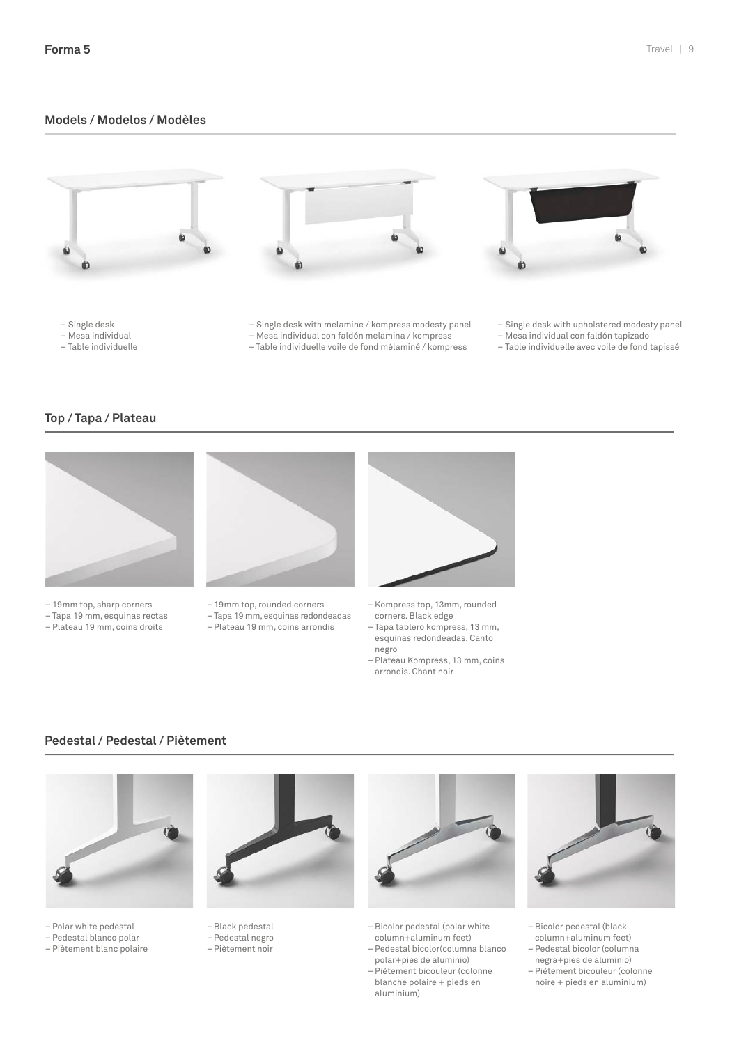# Forma 5

## Models / Modelos / Modèles

– Single desk
– Mesa individual
– Table individuelle

– Single desk with melamine / kompress modesty panel
– Mesa individual con faldón melamina / kompress
– Table individuelle voile de fond mélaminé / kompress

– Single desk with upholstered modesty panel
– Mesa individual con faldón tapizado
– Table individuelle avec voile de fond tapissé

## Top / Tapa / Plateau

– 19mm top, sharp corners
– Tapa 19 mm, esquinas rectas
– Plateau 19 mm, coins droits

– 19mm top, rounded corners
– Tapa 19 mm, esquinas redondeadas
– Plateau 19 mm, coins arrondis

– Kompress top, 13mm, rounded corners. Black edge
– Tapa tablero kompress, 13 mm, esquinas redondeadas. Canto negro
– Plateau Kompress, 13 mm, coins arrondis. Chant noir

## Pedestal / Pedestal / Piètement

– Polar white pedestal
– Pedestal blanco polar
– Piètement blanc polaire

– Black pedestal
– Pedestal negro
– Piètement noir

– Bicolor pedestal (polar white column+aluminum feet)
– Pedestal bicolor(columna blanco polar+pies de aluminio)
– Piètement bicouleur (colonne blanche polaire + pieds en aluminium)

– Bicolor pedestal (black column+aluminum feet)
– Pedestal bicolor (columna negra+pies de aluminio)
– Piètement bicouleur (colonne noire + pieds en aluminium)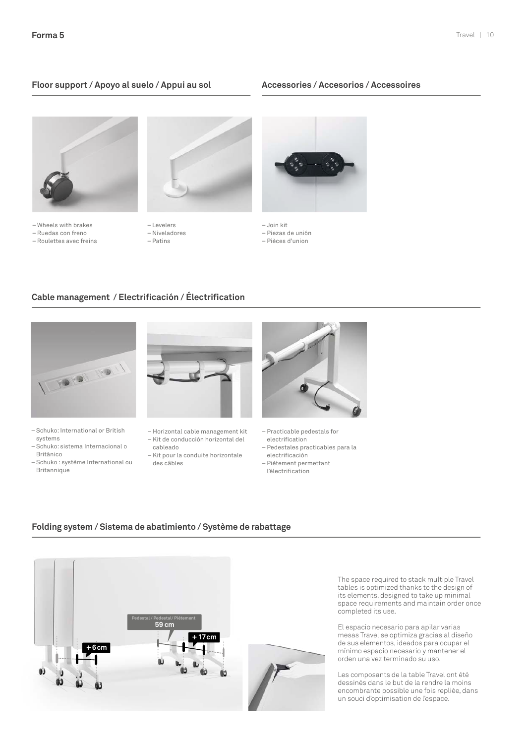## Floor support / Apoyo al suelo / Appui au sol

- Wheels with brakes
- Ruedas con freno
- Roulettes avec freins

- Levelers
- Niveladores
- Patins

## Accessories / Accesorios / Accessoires

- Join kit
- Piezas de unión
- Pièces d'union

## Cable management / Electrificación / Électrification

- Schuko: International or British systems
- Schuko: sistema Internacional o Británico
- Schuko : système International ou Britannique

- Horizontal cable management kit
- Kit de conducción horizontal del cableado
- Kit pour la conduite horizontale des câbles

- Practicable pedestals for electrification
- Pedestales practicables para la electrificación
- Piètement permettant l'électrification

## Folding system / Sistema de abatimiento / Système de rabattage

Pedestal / Pedestal/ Piètement
59 cm

+17 cm

+6 cm

The space required to stack multiple Travel tables is optimized thanks to the design of its elements, designed to take up minimal space requirements and maintain order once completed its use.

El espacio necesario para apilar varias mesas Travel se optimiza gracias al diseño de sus elementos, ideados para ocupar el mínimo espacio necesario y mantener el orden una vez terminado su uso.

Les composants de la table Travel ont été dessinés dans le but de la rendre la moins encombrante possible une fois repliée, dans un souci d'optimisation de l'espace.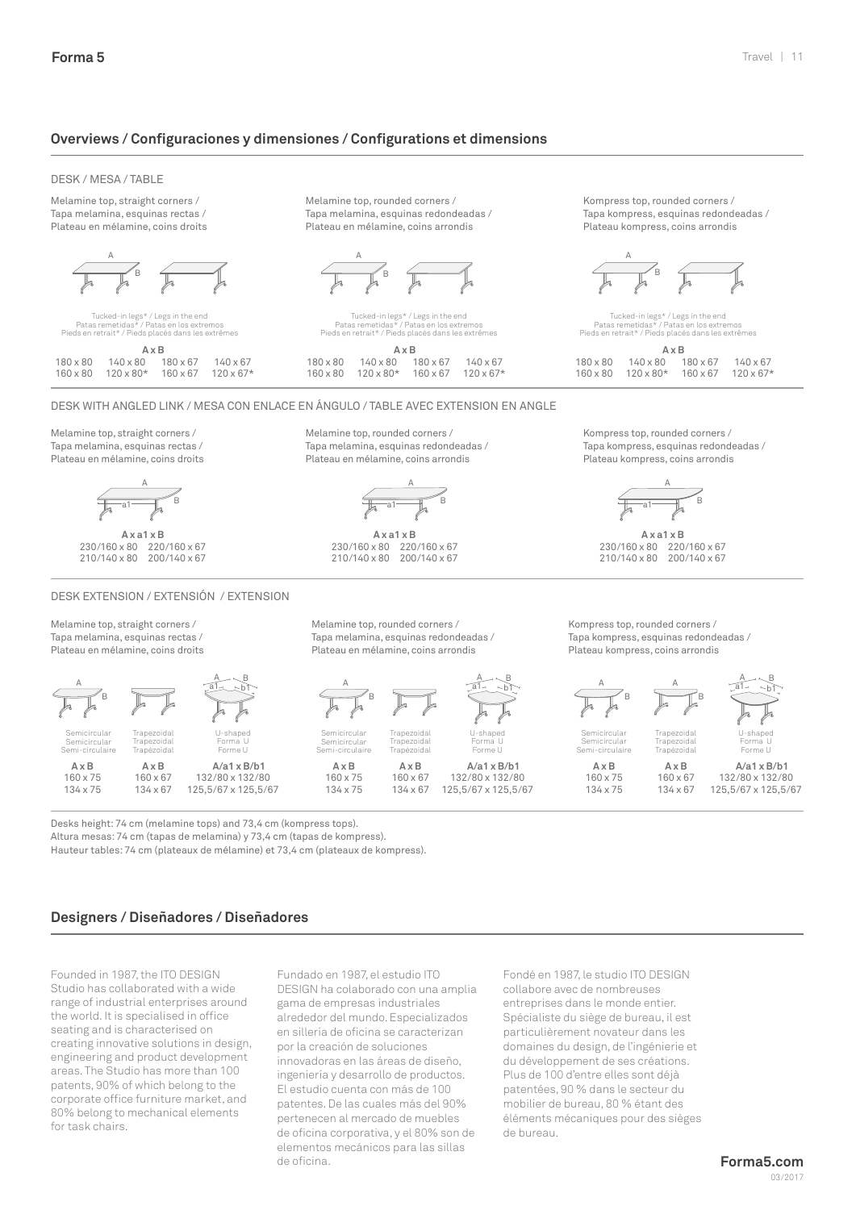## Overviews / Configuraciones y dimensiones / Configurations et dimensions

### DESK / MESA / TABLE

Melamine top, straight corners /
Tapa melamina, esquinas rectas /
Plateau en mélamine, coins droits

Tucked-in legs* / Legs in the end
Patas remetidas* / Patas en los extremos
Pieds en retrait* / Pieds placés dans les extrêmes

**A x B**

| | | | |
|---|---|---|---|
| 180 x 80 | 140 x 80 | 180 x 67 | 140 x 67 |
| 160 x 80 | 120 x 80* | 160 x 67 | 120 x 67* |

Melamine top, rounded corners /
Tapa melamina, esquinas redondeadas /
Plateau en mélamine, coins arrondis

Tucked-in legs* / Legs in the end
Patas remetidas* / Patas en los extremos
Pieds en retrait* / Pieds placés dans les extrêmes

**A x B**

| | | | |
|---|---|---|---|
| 180 x 80 | 140 x 80 | 180 x 67 | 140 x 67 |
| 160 x 80 | 120 x 80* | 160 x 67 | 120 x 67* |

Kompress top, rounded corners /
Tapa kompress, esquinas redondeadas /
Plateau kompress, coins arrondis

Tucked-in legs* / Legs in the end
Patas remetidas* / Patas en los extremos
Pieds en retrait* / Pieds placés dans les extrêmes

**A x B**

| | | | |
|---|---|---|---|
| 180 x 80 | 140 x 80 | 180 x 67 | 140 x 67 |
| 160 x 80 | 120 x 80* | 160 x 67 | 120 x 67* |

### DESK WITH ANGLED LINK / MESA CON ENLACE EN ÁNGULO / TABLE AVEC EXTENSION EN ANGLE

Melamine top, straight corners /
Tapa melamina, esquinas rectas /
Plateau en mélamine, coins droits

**A x a1 x B**

| | |
|---|---|
| 230/160 x 80 | 220/160 x 67 |
| 210/140 x 80 | 200/140 x 67 |

Melamine top, rounded corners /
Tapa melamina, esquinas redondeadas /
Plateau en mélamine, coins arrondis

**A x a1 x B**

| | |
|---|---|
| 230/160 x 80 | 220/160 x 67 |
| 210/140 x 80 | 200/140 x 67 |

Kompress top, rounded corners /
Tapa kompress, esquinas redondeadas /
Plateau kompress, coins arrondis

**A x a1 x B**

| | |
|---|---|
| 230/160 x 80 | 220/160 x 67 |
| 210/140 x 80 | 200/140 x 67 |

### DESK EXTENSION / EXTENSIÓN / EXTENSION

Melamine top, straight corners /
Tapa melamina, esquinas rectas /
Plateau en mélamine, coins droits

| Semicircular / Semicircular / Semi-circulaire | Trapezoidal / Trapezoidal / Trapézoïdal | U-shaped / Forma U / Forme U |
|---|---|---|
| **A x B** | **A x B** | **A/a1 x B/b1** |
| 160 x 75 | 160 x 67 | 132/80 x 132/80 |
| 134 x 75 | 134 x 67 | 125,5/67 x 125,5/67 |

Melamine top, rounded corners /
Tapa melamina, esquinas redondeadas /
Plateau en mélamine, coins arrondis

| Semicircular / Semicircular / Semi-circulaire | Trapezoidal / Trapezoidal / Trapézoïdal | U-shaped / Forma U / Forme U |
|---|---|---|
| **A x B** | **A x B** | **A/a1 x B/b1** |
| 160 x 75 | 160 x 67 | 132/80 x 132/80 |
| 134 x 75 | 134 x 67 | 125,5/67 x 125,5/67 |

Kompress top, rounded corners /
Tapa kompress, esquinas redondeadas /
Plateau kompress, coins arrondis

| Semicircular / Semicircular / Semi-circulaire | Trapezoidal / Trapezoidal / Trapézoïdal | U-shaped / Forma U / Forme U |
|---|---|---|
| **A x B** | **A x B** | **A/a1 x B/b1** |
| 160 x 75 | 160 x 67 | 132/80 x 132/80 |
| 134 x 75 | 134 x 67 | 125,5/67 x 125,5/67 |

Desks height: 74 cm (melamine tops) and 73,4 cm (kompress tops).
Altura mesas: 74 cm (tapas de melamina) y 73,4 cm (tapas de kompress).
Hauteur tables: 74 cm (plateaux de mélamine) et 73,4 cm (plateaux de kompress).

## Designers / Diseñadores / Diseñadores

Founded in 1987, the ITO DESIGN Studio has collaborated with a wide range of industrial enterprises around the world. It is specialised in office seating and is characterised on creating innovative solutions in design, engineering and product development areas. The Studio has more than 100 patents, 90% of which belong to the corporate office furniture market, and 80% belong to mechanical elements for task chairs.

Fundado en 1987, el estudio ITO DESIGN ha colaborado con una amplia gama de empresas industriales alrededor del mundo. Especializados en sillería de oficina se caracterizan por la creación de soluciones innovadoras en las áreas de diseño, ingeniería y desarrollo de productos. El estudio cuenta con más de 100 patentes. De las cuales más del 90% pertenecen al mercado de muebles de oficina corporativa, y el 80% son de elementos mecánicos para las sillas de oficina.

Fondé en 1987, le studio ITO DESIGN collabore avec de nombreuses entreprises dans le monde entier. Spécialiste du siège de bureau, il est particulièrement novateur dans les domaines du design, de l'ingénierie et du développement de ses créations. Plus de 100 d'entre elles sont déjà patentées, 90 % dans le secteur du mobilier de bureau, 80 % étant des éléments mécaniques pour des sièges de bureau.

**Forma5.com**

03/2017